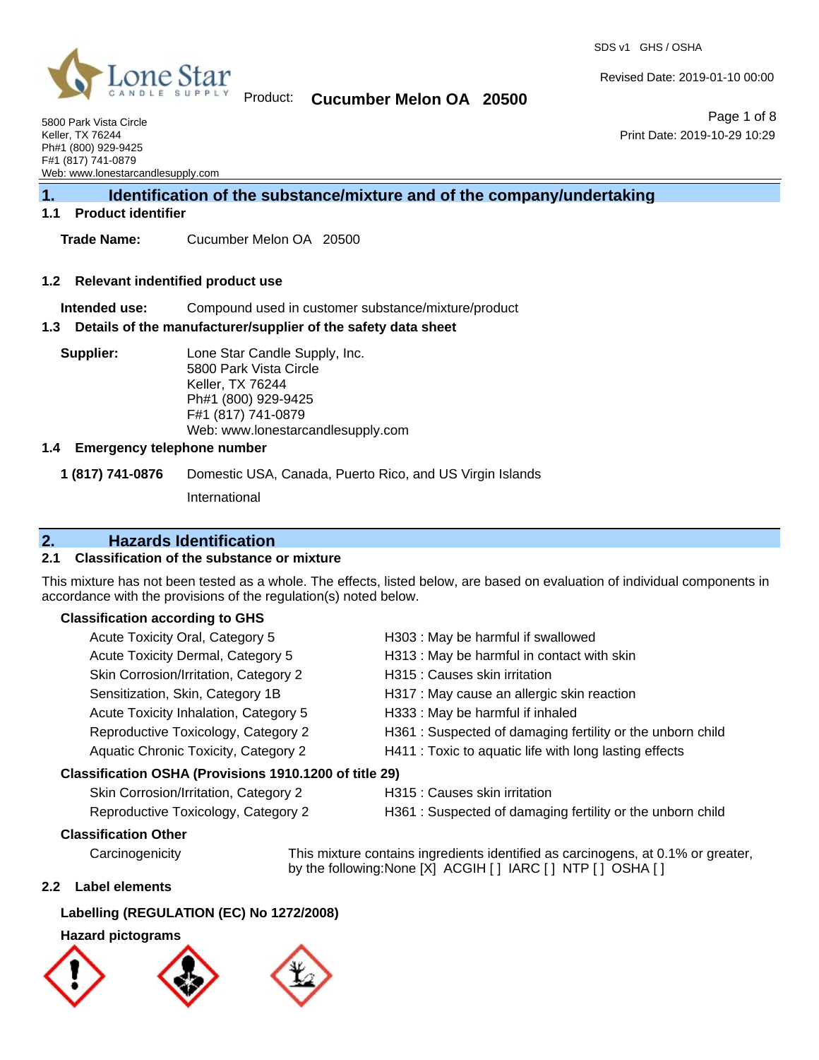Product: **Cucumber Melon OA 20500**

SDS v1 GHS / OSHA

Revised Date: 2019-01-10 00:00

Print Date: 2019-10-29 10:29

5800 Park Vista Circle
Keller, TX 76244
Ph#1 (800) 929-9425
F#1 (817) 741-0879
Web: www.lonestarcandlesupply.com

## 1. Identification of the substance/mixture and of the company/undertaking

### 1.1 Product identifier

**Trade Name:** Cucumber Melon OA 20500

### 1.2 Relevant indentified product use

**Intended use:** Compound used in customer substance/mixture/product

### 1.3 Details of the manufacturer/supplier of the safety data sheet

**Supplier:** Lone Star Candle Supply, Inc.
5800 Park Vista Circle
Keller, TX 76244
Ph#1 (800) 929-9425
F#1 (817) 741-0879
Web: www.lonestarcandlesupply.com

### 1.4 Emergency telephone number

**1 (817) 741-0876** Domestic USA, Canada, Puerto Rico, and US Virgin Islands

International

## 2. Hazards Identification

### 2.1 Classification of the substance or mixture

This mixture has not been tested as a whole. The effects, listed below, are based on evaluation of individual components in accordance with the provisions of the regulation(s) noted below.

**Classification according to GHS**

| | |
|---|---|
| Acute Toxicity Oral, Category 5 | H303 : May be harmful if swallowed |
| Acute Toxicity Dermal, Category 5 | H313 : May be harmful in contact with skin |
| Skin Corrosion/Irritation, Category 2 | H315 : Causes skin irritation |
| Sensitization, Skin, Category 1B | H317 : May cause an allergic skin reaction |
| Acute Toxicity Inhalation, Category 5 | H333 : May be harmful if inhaled |
| Reproductive Toxicology, Category 2 | H361 : Suspected of damaging fertility or the unborn child |
| Aquatic Chronic Toxicity, Category 2 | H411 : Toxic to aquatic life with long lasting effects |

**Classification OSHA (Provisions 1910.1200 of title 29)**

| | |
|---|---|
| Skin Corrosion/Irritation, Category 2 | H315 : Causes skin irritation |
| Reproductive Toxicology, Category 2 | H361 : Suspected of damaging fertility or the unborn child |

**Classification Other**

Carcinogenicity — This mixture contains ingredients identified as carcinogens, at 0.1% or greater, by the following:None [X] ACGIH [ ] IARC [ ] NTP [ ] OSHA [ ]

### 2.2 Label elements

**Labelling (REGULATION (EC) No 1272/2008)**

**Hazard pictograms**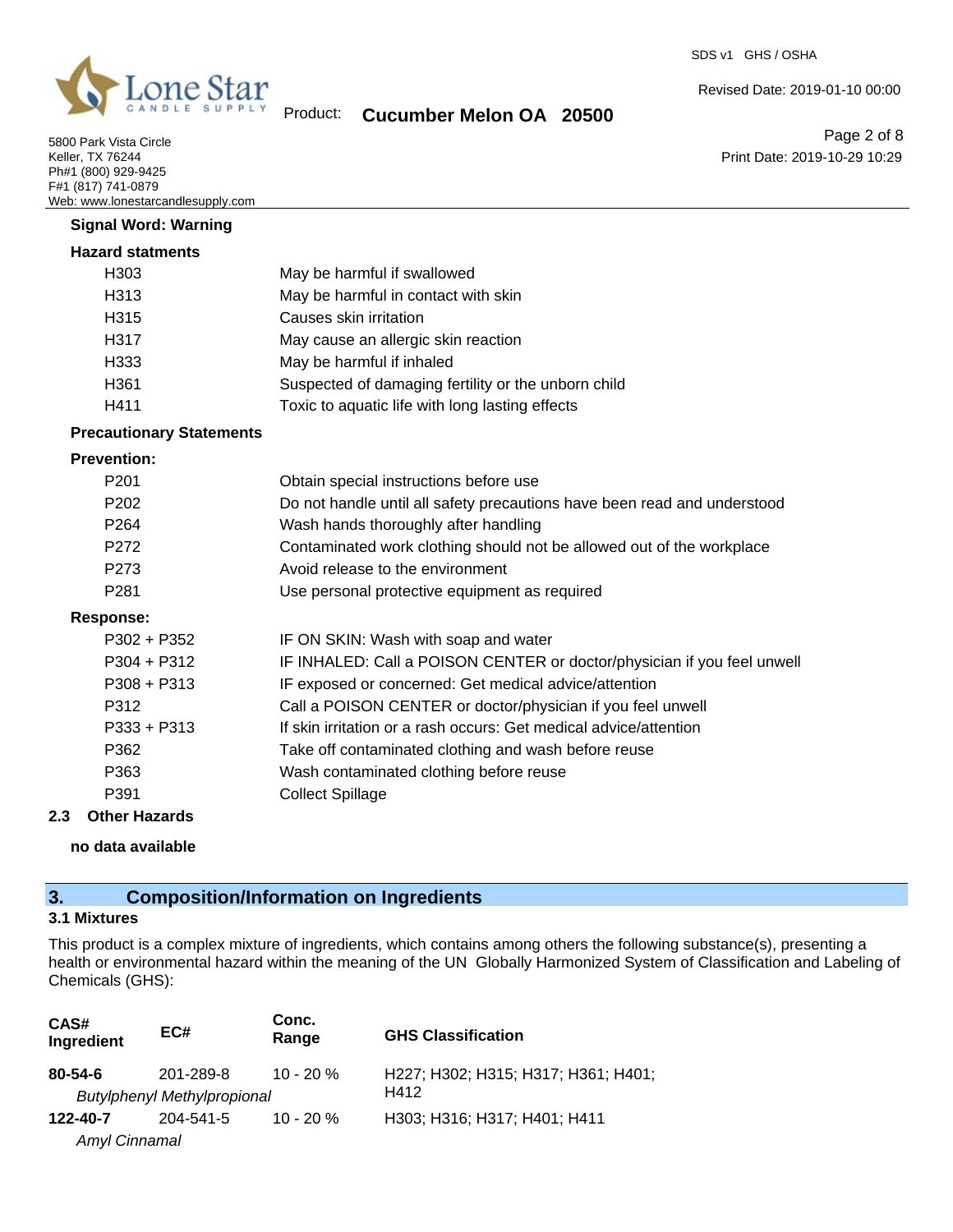**Signal Word: Warning**

**Hazard statments**

| | |
|---|---|
| H303 | May be harmful if swallowed |
| H313 | May be harmful in contact with skin |
| H315 | Causes skin irritation |
| H317 | May cause an allergic skin reaction |
| H333 | May be harmful if inhaled |
| H361 | Suspected of damaging fertility or the unborn child |
| H411 | Toxic to aquatic life with long lasting effects |

**Precautionary Statements**

**Prevention:**

| | |
|---|---|
| P201 | Obtain special instructions before use |
| P202 | Do not handle until all safety precautions have been read and understood |
| P264 | Wash hands thoroughly after handling |
| P272 | Contaminated work clothing should not be allowed out of the workplace |
| P273 | Avoid release to the environment |
| P281 | Use personal protective equipment as required |

**Response:**

| | |
|---|---|
| P302 + P352 | IF ON SKIN: Wash with soap and water |
| P304 + P312 | IF INHALED: Call a POISON CENTER or doctor/physician if you feel unwell |
| P308 + P313 | IF exposed or concerned: Get medical advice/attention |
| P312 | Call a POISON CENTER or doctor/physician if you feel unwell |
| P333 + P313 | If skin irritation or a rash occurs: Get medical advice/attention |
| P362 | Take off contaminated clothing and wash before reuse |
| P363 | Wash contaminated clothing before reuse |
| P391 | Collect Spillage |

### 2.3 Other Hazards

**no data available**

## 3. Composition/Information on Ingredients

### 3.1 Mixtures

This product is a complex mixture of ingredients, which contains among others the following substance(s), presenting a health or environmental hazard within the meaning of the UN Globally Harmonized System of Classification and Labeling of Chemicals (GHS):

| CAS# Ingredient | EC# | Conc. Range | GHS Classification |
|---|---|---|---|
| **80-54-6** | 201-289-8 | 10 - 20 % | H227; H302; H315; H317; H361; H401; H412 |
| *Butylphenyl Methylpropional* | | | |
| **122-40-7** | 204-541-5 | 10 - 20 % | H303; H316; H317; H401; H411 |
| *Amyl Cinnamal* | | | |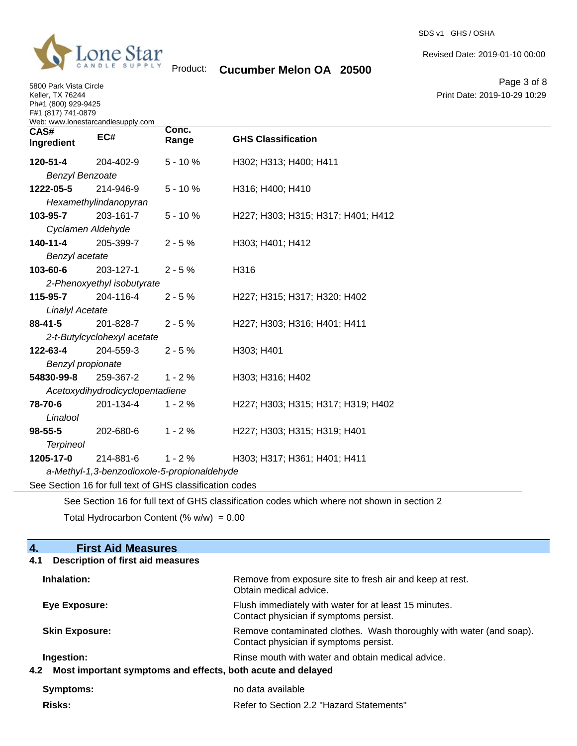| CAS# Ingredient | EC# | Conc. Range | GHS Classification |
|---|---|---|---|
| **120-51-4** *Benzyl Benzoate* | 204-402-9 | 5 - 10 % | H302; H313; H400; H411 |
| **1222-05-5** *Hexamethylindanopyran* | 214-946-9 | 5 - 10 % | H316; H400; H410 |
| **103-95-7** *Cyclamen Aldehyde* | 203-161-7 | 5 - 10 % | H227; H303; H315; H317; H401; H412 |
| **140-11-4** *Benzyl acetate* | 205-399-7 | 2 - 5 % | H303; H401; H412 |
| **103-60-6** *2-Phenoxyethyl isobutyrate* | 203-127-1 | 2 - 5 % | H316 |
| **115-95-7** *Linalyl Acetate* | 204-116-4 | 2 - 5 % | H227; H315; H317; H320; H402 |
| **88-41-5** *2-t-Butylcyclohexyl acetate* | 201-828-7 | 2 - 5 % | H227; H303; H316; H401; H411 |
| **122-63-4** *Benzyl propionate* | 204-559-3 | 2 - 5 % | H303; H401 |
| **54830-99-8** *Acetoxydihydrodicyclopentadiene* | 259-367-2 | 1 - 2 % | H303; H316; H402 |
| **78-70-6** *Linalool* | 201-134-4 | 1 - 2 % | H227; H303; H315; H317; H319; H402 |
| **98-55-5** *Terpineol* | 202-680-6 | 1 - 2 % | H227; H303; H315; H319; H401 |
| **1205-17-0** *a-Methyl-1,3-benzodioxole-5-propionaldehyde* | 214-881-6 | 1 - 2 % | H303; H317; H361; H401; H411 |

See Section 16 for full text of GHS classification codes

See Section 16 for full text of GHS classification codes which where not shown in section 2

Total Hydrocarbon Content (% w/w) = 0.00

## 4. First Aid Measures

### 4.1 Description of first aid measures

**Inhalation:** Remove from exposure site to fresh air and keep at rest. Obtain medical advice.

**Eye Exposure:** Flush immediately with water for at least 15 minutes. Contact physician if symptoms persist.

**Skin Exposure:** Remove contaminated clothes. Wash thoroughly with water (and soap). Contact physician if symptoms persist.

**Ingestion:** Rinse mouth with water and obtain medical advice.

### 4.2 Most important symptoms and effects, both acute and delayed

**Symptoms:** no data available

**Risks:** Refer to Section 2.2 "Hazard Statements"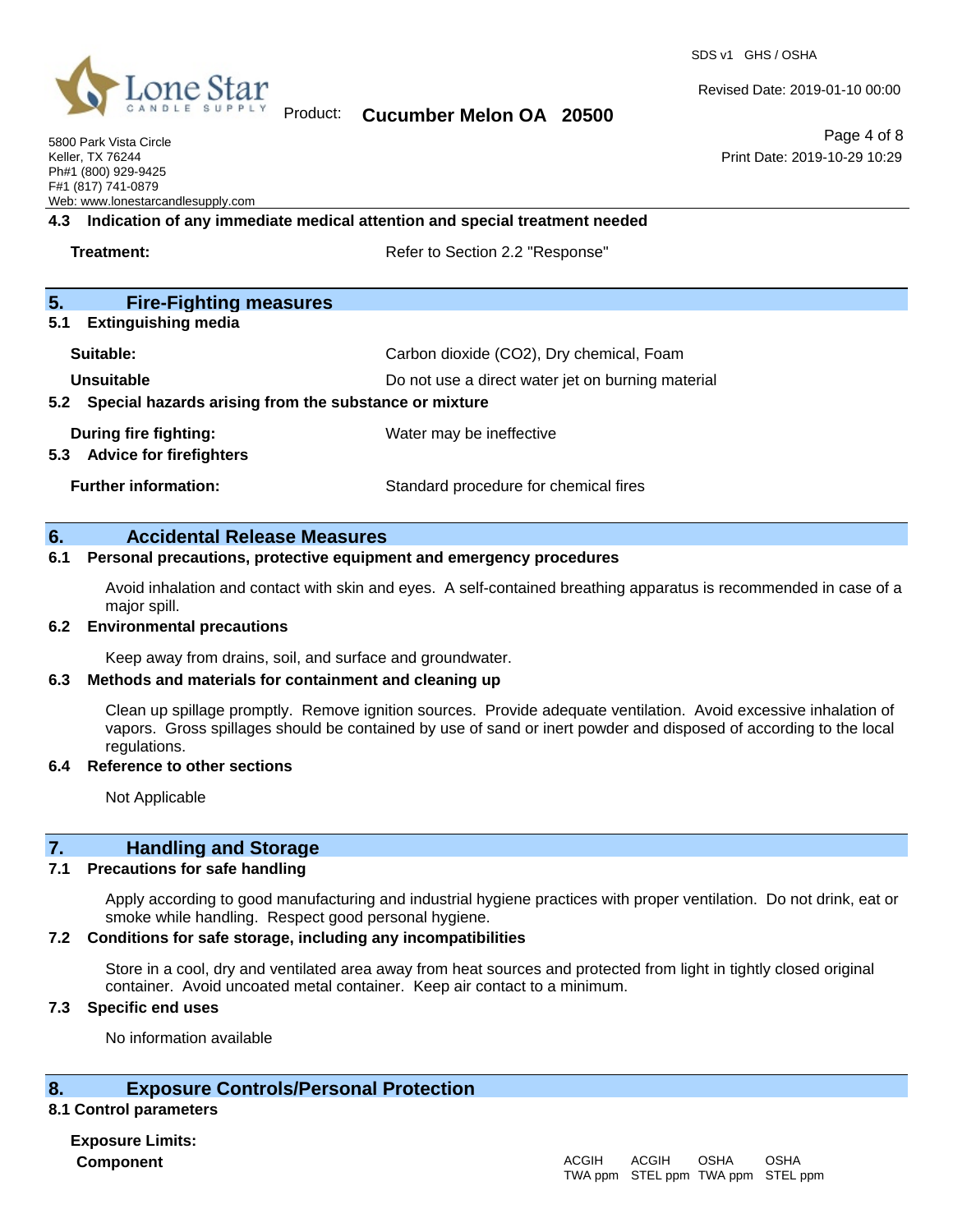### 4.3 Indication of any immediate medical attention and special treatment needed

**Treatment:** Refer to Section 2.2 "Response"

## 5. Fire-Fighting measures

### 5.1 Extinguishing media

**Suitable:** Carbon dioxide ($CO_2$), Dry chemical, Foam

**Unsuitable** Do not use a direct water jet on burning material

### 5.2 Special hazards arising from the substance or mixture

**During fire fighting:** Water may be ineffective

### 5.3 Advice for firefighters

**Further information:** Standard procedure for chemical fires

## 6. Accidental Release Measures

### 6.1 Personal precautions, protective equipment and emergency procedures

Avoid inhalation and contact with skin and eyes. A self-contained breathing apparatus is recommended in case of a major spill.

### 6.2 Environmental precautions

Keep away from drains, soil, and surface and groundwater.

### 6.3 Methods and materials for containment and cleaning up

Clean up spillage promptly. Remove ignition sources. Provide adequate ventilation. Avoid excessive inhalation of vapors. Gross spillages should be contained by use of sand or inert powder and disposed of according to the local regulations.

### 6.4 Reference to other sections

Not Applicable

## 7. Handling and Storage

### 7.1 Precautions for safe handling

Apply according to good manufacturing and industrial hygiene practices with proper ventilation. Do not drink, eat or smoke while handling. Respect good personal hygiene.

### 7.2 Conditions for safe storage, including any incompatibilities

Store in a cool, dry and ventilated area away from heat sources and protected from light in tightly closed original container. Avoid uncoated metal container. Keep air contact to a minimum.

### 7.3 Specific end uses

No information available

## 8. Exposure Controls/Personal Protection

### 8.1 Control parameters

**Exposure Limits:**

| Component | ACGIH TWA ppm | ACGIH STEL ppm | OSHA TWA ppm | OSHA STEL ppm |
| --- | --- | --- | --- | --- |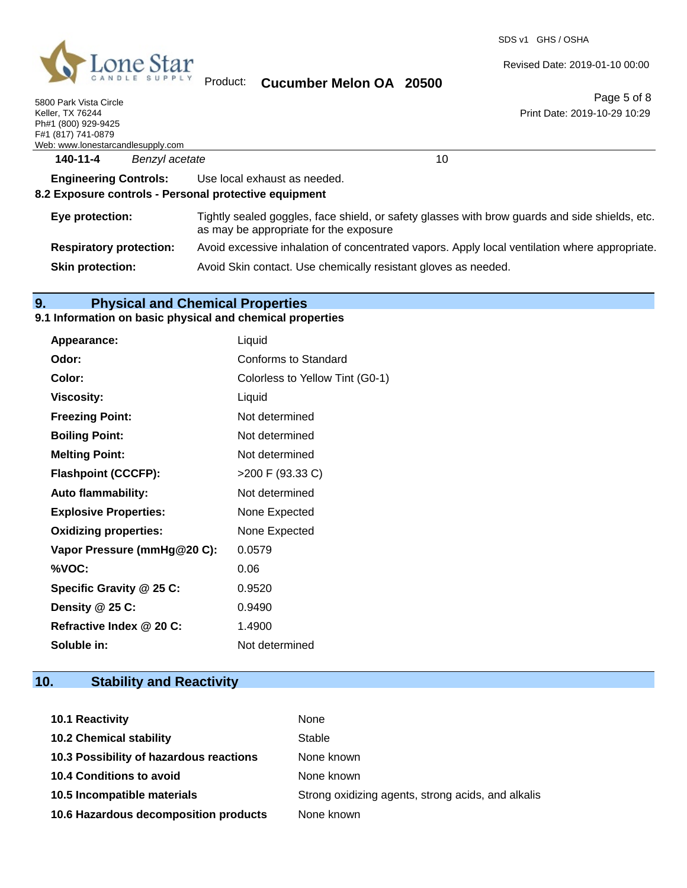| 140-11-4 | *Benzyl acetate* | 10 |
|---|---|---|

**Engineering Controls:** Use local exhaust as needed.

**8.2 Exposure controls - Personal protective equipment**

| | |
|---|---|
| **Eye protection:** | Tightly sealed goggles, face shield, or safety glasses with brow guards and side shields, etc. as may be appropriate for the exposure |
| **Respiratory protection:** | Avoid excessive inhalation of concentrated vapors. Apply local ventilation where appropriate. |
| **Skin protection:** | Avoid Skin contact. Use chemically resistant gloves as needed. |

## 9. Physical and Chemical Properties

**9.1 Information on basic physical and chemical properties**

| | |
|---|---|
| **Appearance:** | Liquid |
| **Odor:** | Conforms to Standard |
| **Color:** | Colorless to Yellow Tint (G0-1) |
| **Viscosity:** | Liquid |
| **Freezing Point:** | Not determined |
| **Boiling Point:** | Not determined |
| **Melting Point:** | Not determined |
| **Flashpoint (CCCFP):** | >200 F (93.33 C) |
| **Auto flammability:** | Not determined |
| **Explosive Properties:** | None Expected |
| **Oxidizing properties:** | None Expected |
| **Vapor Pressure (mmHg@20 C):** | 0.0579 |
| **%VOC:** | 0.06 |
| **Specific Gravity @ 25 C:** | 0.9520 |
| **Density @ 25 C:** | 0.9490 |
| **Refractive Index @ 20 C:** | 1.4900 |
| **Soluble in:** | Not determined |

## 10. Stability and Reactivity

| | |
|---|---|
| **10.1 Reactivity** | None |
| **10.2 Chemical stability** | Stable |
| **10.3 Possibility of hazardous reactions** | None known |
| **10.4 Conditions to avoid** | None known |
| **10.5 Incompatible materials** | Strong oxidizing agents, strong acids, and alkalis |
| **10.6 Hazardous decomposition products** | None known |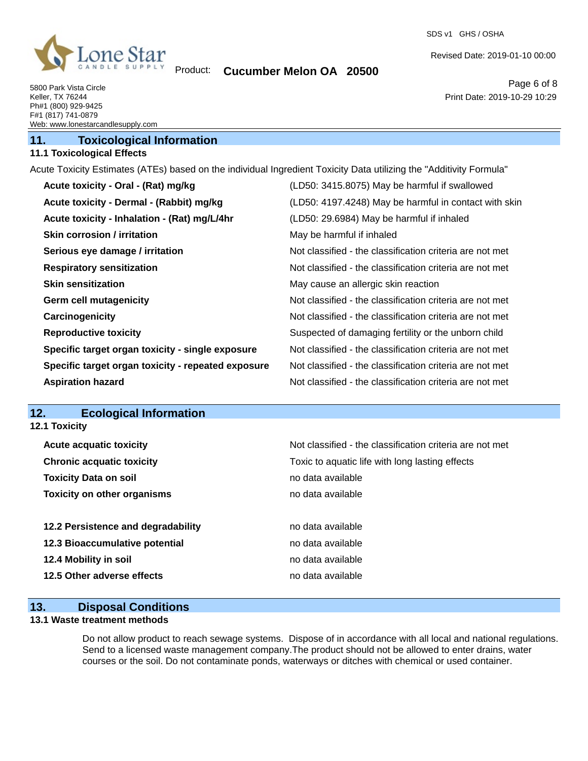## 11. Toxicological Information

### 11.1 Toxicological Effects

Acute Toxicity Estimates (ATEs) based on the individual Ingredient Toxicity Data utilizing the "Additivity Formula"

| | |
|---|---|
| **Acute toxicity - Oral - (Rat) mg/kg** | (LD50: 3415.8075) May be harmful if swallowed |
| **Acute toxicity - Dermal - (Rabbit) mg/kg** | (LD50: 4197.4248) May be harmful in contact with skin |
| **Acute toxicity - Inhalation - (Rat) mg/L/4hr** | (LD50: 29.6984) May be harmful if inhaled |
| **Skin corrosion / irritation** | May be harmful if inhaled |
| **Serious eye damage / irritation** | Not classified - the classification criteria are not met |
| **Respiratory sensitization** | Not classified - the classification criteria are not met |
| **Skin sensitization** | May cause an allergic skin reaction |
| **Germ cell mutagenicity** | Not classified - the classification criteria are not met |
| **Carcinogenicity** | Not classified - the classification criteria are not met |
| **Reproductive toxicity** | Suspected of damaging fertility or the unborn child |
| **Specific target organ toxicity - single exposure** | Not classified - the classification criteria are not met |
| **Specific target organ toxicity - repeated exposure** | Not classified - the classification criteria are not met |
| **Aspiration hazard** | Not classified - the classification criteria are not met |

## 12. Ecological Information

### 12.1 Toxicity

| | |
|---|---|
| **Acute acquatic toxicity** | Not classified - the classification criteria are not met |
| **Chronic acquatic toxicity** | Toxic to aquatic life with long lasting effects |
| **Toxicity Data on soil** | no data available |
| **Toxicity on other organisms** | no data available |

| | |
|---|---|
| **12.2 Persistence and degradability** | no data available |
| **12.3 Bioaccumulative potential** | no data available |
| **12.4 Mobility in soil** | no data available |
| **12.5 Other adverse effects** | no data available |

## 13. Disposal Conditions

### 13.1 Waste treatment methods

Do not allow product to reach sewage systems. Dispose of in accordance with all local and national regulations. Send to a licensed waste management company.The product should not be allowed to enter drains, water courses or the soil. Do not contaminate ponds, waterways or ditches with chemical or used container.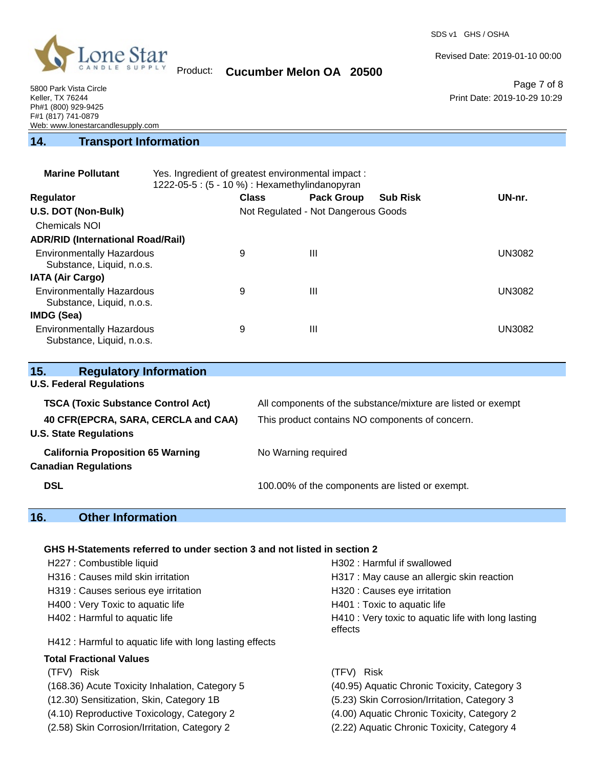## 14. Transport Information

**Marine Pollutant** Yes. Ingredient of greatest environmental impact : 1222-05-5 : (5 - 10 %) : Hexamethylindanopyran

| Regulator | Class | Pack Group | Sub Risk | UN-nr. |
|---|---|---|---|---|
| **U.S. DOT (Non-Bulk)** | Not Regulated - Not Dangerous Goods | | | |
| Chemicals NOI | | | | |
| **ADR/RID (International Road/Rail)** | | | | |
| Environmentally Hazardous Substance, Liquid, n.o.s. | 9 | III | | UN3082 |
| **IATA (Air Cargo)** | | | | |
| Environmentally Hazardous Substance, Liquid, n.o.s. | 9 | III | | UN3082 |
| **IMDG (Sea)** | | | | |
| Environmentally Hazardous Substance, Liquid, n.o.s. | 9 | III | | UN3082 |

## 15. Regulatory Information

**U.S. Federal Regulations**

| | |
|---|---|
| **TSCA (Toxic Substance Control Act)** | All components of the substance/mixture are listed or exempt |
| **40 CFR(EPCRA, SARA, CERCLA and CAA)** | This product contains NO components of concern. |

**U.S. State Regulations**

| | |
|---|---|
| **California Proposition 65 Warning** | No Warning required |

**Canadian Regulations**

| | |
|---|---|
| **DSL** | 100.00% of the components are listed or exempt. |

## 16. Other Information

**GHS H-Statements referred to under section 3 and not listed in section 2**

- H227 : Combustible liquid
- H302 : Harmful if swallowed
- H316 : Causes mild skin irritation
- H317 : May cause an allergic skin reaction
- H319 : Causes serious eye irritation
- H320 : Causes eye irritation
- H400 : Very Toxic to aquatic life
- H401 : Toxic to aquatic life
- H402 : Harmful to aquatic life
- H410 : Very toxic to aquatic life with long lasting effects
- H412 : Harmful to aquatic life with long lasting effects

**Total Fractional Values**

| (TFV) Risk | (TFV) Risk |
|---|---|
| (168.36) Acute Toxicity Inhalation, Category 5 | (40.95) Aquatic Chronic Toxicity, Category 3 |
| (12.30) Sensitization, Skin, Category 1B | (5.23) Skin Corrosion/Irritation, Category 3 |
| (4.10) Reproductive Toxicology, Category 2 | (4.00) Aquatic Chronic Toxicity, Category 2 |
| (2.58) Skin Corrosion/Irritation, Category 2 | (2.22) Aquatic Chronic Toxicity, Category 4 |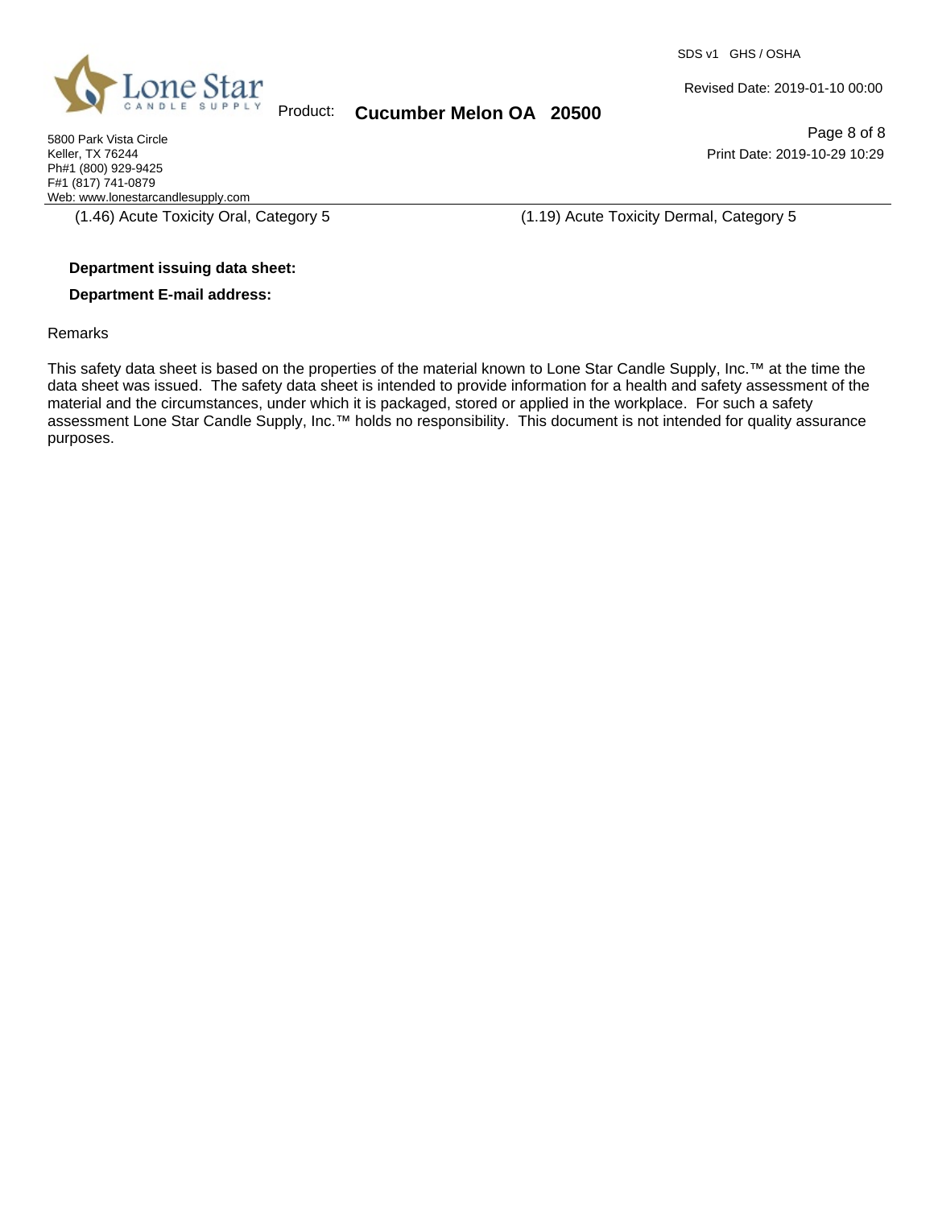(1.46) Acute Toxicity Oral, Category 5 (1.19) Acute Toxicity Dermal, Category 5

**Department issuing data sheet:**

**Department E-mail address:**

Remarks

This safety data sheet is based on the properties of the material known to Lone Star Candle Supply, Inc.™ at the time the data sheet was issued. The safety data sheet is intended to provide information for a health and safety assessment of the material and the circumstances, under which it is packaged, stored or applied in the workplace. For such a safety assessment Lone Star Candle Supply, Inc.™ holds no responsibility. This document is not intended for quality assurance purposes.